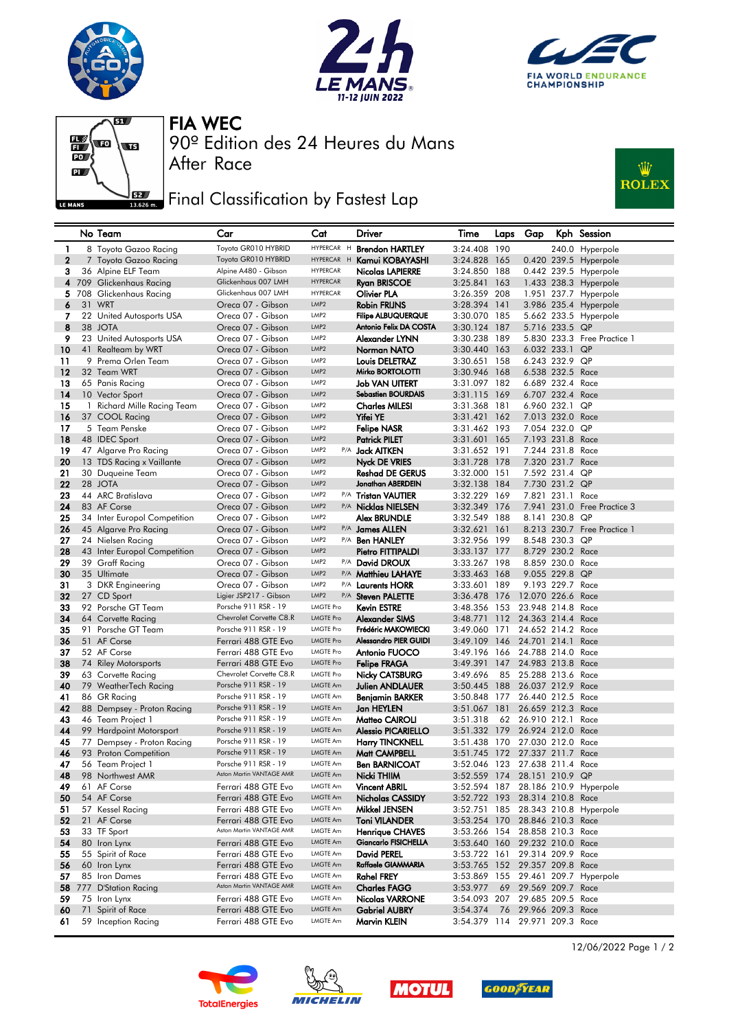# FIA WEC

## 90º Edition des 24 Heures du Mans

After Race

## Final Classification by Fastest Lap

| | No | Team | Car | Cat | | Driver | Time | Laps | Gap | Kph | Session |
|---|---|---|---|---|---|---|---|---|---|---|---|
| 1 | 8 | Toyota Gazoo Racing | Toyota GR010 HYBRID | HYPERCAR | H | Brendon HARTLEY | 3:24.408 | 190 | | 240.0 | Hyperpole |
| 2 | 7 | Toyota Gazoo Racing | Toyota GR010 HYBRID | HYPERCAR | H | Kamui KOBAYASHI | 3:24.828 | 165 | 0.420 | 239.5 | Hyperpole |
| 3 | 36 | Alpine ELF Team | Alpine A480 - Gibson | HYPERCAR | | Nicolas LAPIERRE | 3:24.850 | 188 | 0.442 | 239.5 | Hyperpole |
| 4 | 709 | Glickenhaus Racing | Glickenhaus 007 LMH | HYPERCAR | | Ryan BRISCOE | 3:25.841 | 163 | 1.433 | 238.3 | Hyperpole |
| 5 | 708 | Glickenhaus Racing | Glickenhaus 007 LMH | HYPERCAR | | Olivier PLA | 3:26.359 | 208 | 1.951 | 237.7 | Hyperpole |
| 6 | 31 | WRT | Oreca 07 - Gibson | LMP2 | | Robin FRIJNS | 3:28.394 | 141 | 3.986 | 235.4 | Hyperpole |
| 7 | 22 | United Autosports USA | Oreca 07 - Gibson | LMP2 | | Filipe ALBUQUERQUE | 3:30.070 | 185 | 5.662 | 233.5 | Hyperpole |
| 8 | 38 | JOTA | Oreca 07 - Gibson | LMP2 | | Antonio Felix DA COSTA | 3:30.124 | 187 | 5.716 | 233.5 | QP |
| 9 | 23 | United Autosports USA | Oreca 07 - Gibson | LMP2 | | Alexander LYNN | 3:30.238 | 189 | 5.830 | 233.3 | Free Practice 1 |
| 10 | 41 | Realteam by WRT | Oreca 07 - Gibson | LMP2 | | Norman NATO | 3:30.440 | 163 | 6.032 | 233.1 | QP |
| 11 | 9 | Prema Orlen Team | Oreca 07 - Gibson | LMP2 | | Louis DELETRAZ | 3:30.651 | 158 | 6.243 | 232.9 | QP |
| 12 | 32 | Team WRT | Oreca 07 - Gibson | LMP2 | | Mirko BORTOLOTTI | 3:30.946 | 168 | 6.538 | 232.5 | Race |
| 13 | 65 | Panis Racing | Oreca 07 - Gibson | LMP2 | | Job VAN UITERT | 3:31.097 | 182 | 6.689 | 232.4 | Race |
| 14 | 10 | Vector Sport | Oreca 07 - Gibson | LMP2 | | Sebastien BOURDAIS | 3:31.115 | 169 | 6.707 | 232.4 | Race |
| 15 | 1 | Richard Mille Racing Team | Oreca 07 - Gibson | LMP2 | | Charles MILESI | 3:31.368 | 181 | 6.960 | 232.1 | QP |
| 16 | 37 | COOL Racing | Oreca 07 - Gibson | LMP2 | | Yifei YE | 3:31.421 | 162 | 7.013 | 232.0 | Race |
| 17 | 5 | Team Penske | Oreca 07 - Gibson | LMP2 | | Felipe NASR | 3:31.462 | 193 | 7.054 | 232.0 | QP |
| 18 | 48 | IDEC Sport | Oreca 07 - Gibson | LMP2 | | Patrick PILET | 3:31.601 | 165 | 7.193 | 231.8 | Race |
| 19 | 47 | Algarve Pro Racing | Oreca 07 - Gibson | LMP2 | P/A | Jack AITKEN | 3:31.652 | 191 | 7.244 | 231.8 | Race |
| 20 | 13 | TDS Racing x Vaillante | Oreca 07 - Gibson | LMP2 | | Nyck DE VRIES | 3:31.728 | 178 | 7.320 | 231.7 | Race |
| 21 | 30 | Duqueine Team | Oreca 07 - Gibson | LMP2 | | Reshad DE GERUS | 3:32.000 | 151 | 7.592 | 231.4 | QP |
| 22 | 28 | JOTA | Oreca 07 - Gibson | LMP2 | | Jonathan ABERDEIN | 3:32.138 | 184 | 7.730 | 231.2 | QP |
| 23 | 44 | ARC Bratislava | Oreca 07 - Gibson | LMP2 | P/A | Tristan VAUTIER | 3:32.229 | 169 | 7.821 | 231.1 | Race |
| 24 | 83 | AF Corse | Oreca 07 - Gibson | LMP2 | P/A | Nicklas NIELSEN | 3:32.349 | 176 | 7.941 | 231.0 | Free Practice 3 |
| 25 | 34 | Inter Europol Competition | Oreca 07 - Gibson | LMP2 | | Alex BRUNDLE | 3:32.549 | 188 | 8.141 | 230.8 | QP |
| 26 | 45 | Algarve Pro Racing | Oreca 07 - Gibson | LMP2 | P/A | James ALLEN | 3:32.621 | 161 | 8.213 | 230.7 | Free Practice 1 |
| 27 | 24 | Nielsen Racing | Oreca 07 - Gibson | LMP2 | P/A | Ben HANLEY | 3:32.956 | 199 | 8.548 | 230.3 | QP |
| 28 | 43 | Inter Europol Competition | Oreca 07 - Gibson | LMP2 | | Pietro FITTIPALDI | 3:33.137 | 177 | 8.729 | 230.2 | Race |
| 29 | 39 | Graff Racing | Oreca 07 - Gibson | LMP2 | P/A | David DROUX | 3:33.267 | 198 | 8.859 | 230.0 | Race |
| 30 | 35 | Ultimate | Oreca 07 - Gibson | LMP2 | P/A | Matthieu LAHAYE | 3:33.463 | 168 | 9.055 | 229.8 | QP |
| 31 | 3 | DKR Engineering | Oreca 07 - Gibson | LMP2 | P/A | Laurents HORR | 3:33.601 | 189 | 9.193 | 229.7 | Race |
| 32 | 27 | CD Sport | Ligier JSP217 - Gibson | LMP2 | P/A | Steven PALETTE | 3:36.478 | 176 | 12.070 | 226.6 | Race |
| 33 | 92 | Porsche GT Team | Porsche 911 RSR - 19 | LMGTE Pro | | Kevin ESTRE | 3:48.356 | 153 | 23.948 | 214.8 | Race |
| 34 | 64 | Corvette Racing | Chevrolet Corvette C8.R | LMGTE Pro | | Alexander SIMS | 3:48.771 | 112 | 24.363 | 214.4 | Race |
| 35 | 91 | Porsche GT Team | Porsche 911 RSR - 19 | LMGTE Pro | | Frédéric MAKOWIECKI | 3:49.060 | 171 | 24.652 | 214.2 | Race |
| 36 | 51 | AF Corse | Ferrari 488 GTE Evo | LMGTE Pro | | Alessandro PIER GUIDI | 3:49.109 | 146 | 24.701 | 214.1 | Race |
| 37 | 52 | AF Corse | Ferrari 488 GTE Evo | LMGTE Pro | | Antonio FUOCO | 3:49.196 | 166 | 24.788 | 214.0 | Race |
| 38 | 74 | Riley Motorsports | Ferrari 488 GTE Evo | LMGTE Pro | | Felipe FRAGA | 3:49.391 | 147 | 24.983 | 213.8 | Race |
| 39 | 63 | Corvette Racing | Chevrolet Corvette C8.R | LMGTE Pro | | Nicky CATSBURG | 3:49.696 | 85 | 25.288 | 213.6 | Race |
| 40 | 79 | WeatherTech Racing | Porsche 911 RSR - 19 | LMGTE Am | | Julien ANDLAUER | 3:50.445 | 188 | 26.037 | 212.9 | Race |
| 41 | 86 | GR Racing | Porsche 911 RSR - 19 | LMGTE Am | | Benjamin BARKER | 3:50.848 | 177 | 26.440 | 212.5 | Race |
| 42 | 88 | Dempsey - Proton Racing | Porsche 911 RSR - 19 | LMGTE Am | | Jan HEYLEN | 3:51.067 | 181 | 26.659 | 212.3 | Race |
| 43 | 46 | Team Project 1 | Porsche 911 RSR - 19 | LMGTE Am | | Matteo CAIROLI | 3:51.318 | 62 | 26.910 | 212.1 | Race |
| 44 | 99 | Hardpoint Motorsport | Porsche 911 RSR - 19 | LMGTE Am | | Alessio PICARIELLO | 3:51.332 | 179 | 26.924 | 212.0 | Race |
| 45 | 77 | Dempsey - Proton Racing | Porsche 911 RSR - 19 | LMGTE Am | | Harry TINCKNELL | 3:51.438 | 170 | 27.030 | 212.0 | Race |
| 46 | 93 | Proton Competition | Porsche 911 RSR - 19 | LMGTE Am | | Matt CAMPBELL | 3:51.745 | 172 | 27.337 | 211.7 | Race |
| 47 | 56 | Team Project 1 | Porsche 911 RSR - 19 | LMGTE Am | | Ben BARNICOAT | 3:52.046 | 123 | 27.638 | 211.4 | Race |
| 48 | 98 | Northwest AMR | Aston Martin VANTAGE AMR | LMGTE Am | | Nicki THIIM | 3:52.559 | 174 | 28.151 | 210.9 | QP |
| 49 | 61 | AF Corse | Ferrari 488 GTE Evo | LMGTE Am | | Vincent ABRIL | 3:52.594 | 187 | 28.186 | 210.9 | Hyperpole |
| 50 | 54 | AF Corse | Ferrari 488 GTE Evo | LMGTE Am | | Nicholas CASSIDY | 3:52.722 | 193 | 28.314 | 210.8 | Race |
| 51 | 57 | Kessel Racing | Ferrari 488 GTE Evo | LMGTE Am | | Mikkel JENSEN | 3:52.751 | 185 | 28.343 | 210.8 | Hyperpole |
| 52 | 21 | AF Corse | Ferrari 488 GTE Evo | LMGTE Am | | Toni VILANDER | 3:53.254 | 170 | 28.846 | 210.3 | Race |
| 53 | 33 | TF Sport | Aston Martin VANTAGE AMR | LMGTE Am | | Henrique CHAVES | 3:53.266 | 154 | 28.858 | 210.3 | Race |
| 54 | 80 | Iron Lynx | Ferrari 488 GTE Evo | LMGTE Am | | Giancarlo FISICHELLA | 3:53.640 | 160 | 29.232 | 210.0 | Race |
| 55 | 55 | Spirit of Race | Ferrari 488 GTE Evo | LMGTE Am | | David PEREL | 3:53.722 | 161 | 29.314 | 209.9 | Race |
| 56 | 60 | Iron Lynx | Ferrari 488 GTE Evo | LMGTE Am | | Raffaele GIAMMARIA | 3:53.765 | 152 | 29.357 | 209.8 | Race |
| 57 | 85 | Iron Dames | Ferrari 488 GTE Evo | LMGTE Am | | Rahel FREY | 3:53.869 | 155 | 29.461 | 209.7 | Hyperpole |
| 58 | 777 | D'Station Racing | Aston Martin VANTAGE AMR | LMGTE Am | | Charles FAGG | 3:53.977 | 69 | 29.569 | 209.7 | Race |
| 59 | 75 | Iron Lynx | Ferrari 488 GTE Evo | LMGTE Am | | Nicolas VARRONE | 3:54.093 | 207 | 29.685 | 209.5 | Race |
| 60 | 71 | Spirit of Race | Ferrari 488 GTE Evo | LMGTE Am | | Gabriel AUBRY | 3:54.374 | 76 | 29.966 | 209.3 | Race |
| 61 | 59 | Inception Racing | Ferrari 488 GTE Evo | LMGTE Am | | Marvin KLEIN | 3:54.379 | 114 | 29.971 | 209.3 | Race |

12/06/2022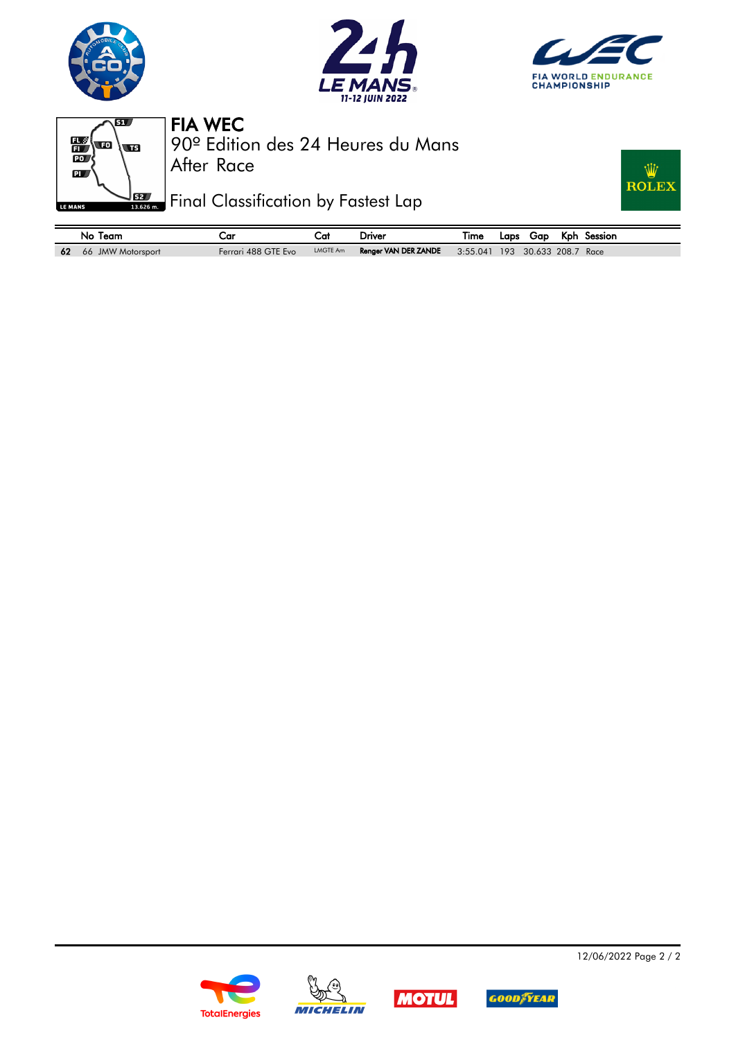# FIA WEC

90º Edition des 24 Heures du Mans

After Race

Final Classification by Fastest Lap

| | No | Team | Car | Cat | Driver | Time | Laps | Gap | Kph | Session |
|---|---|---|---|---|---|---|---|---|---|---|
| **62** | 66 | JMW Motorsport | Ferrari 488 GTE Evo | LMGTE Am | **Renger VAN DER ZANDE** | 3:55.041 | 193 | 30.633 | 208.7 | Race |

12/06/2022